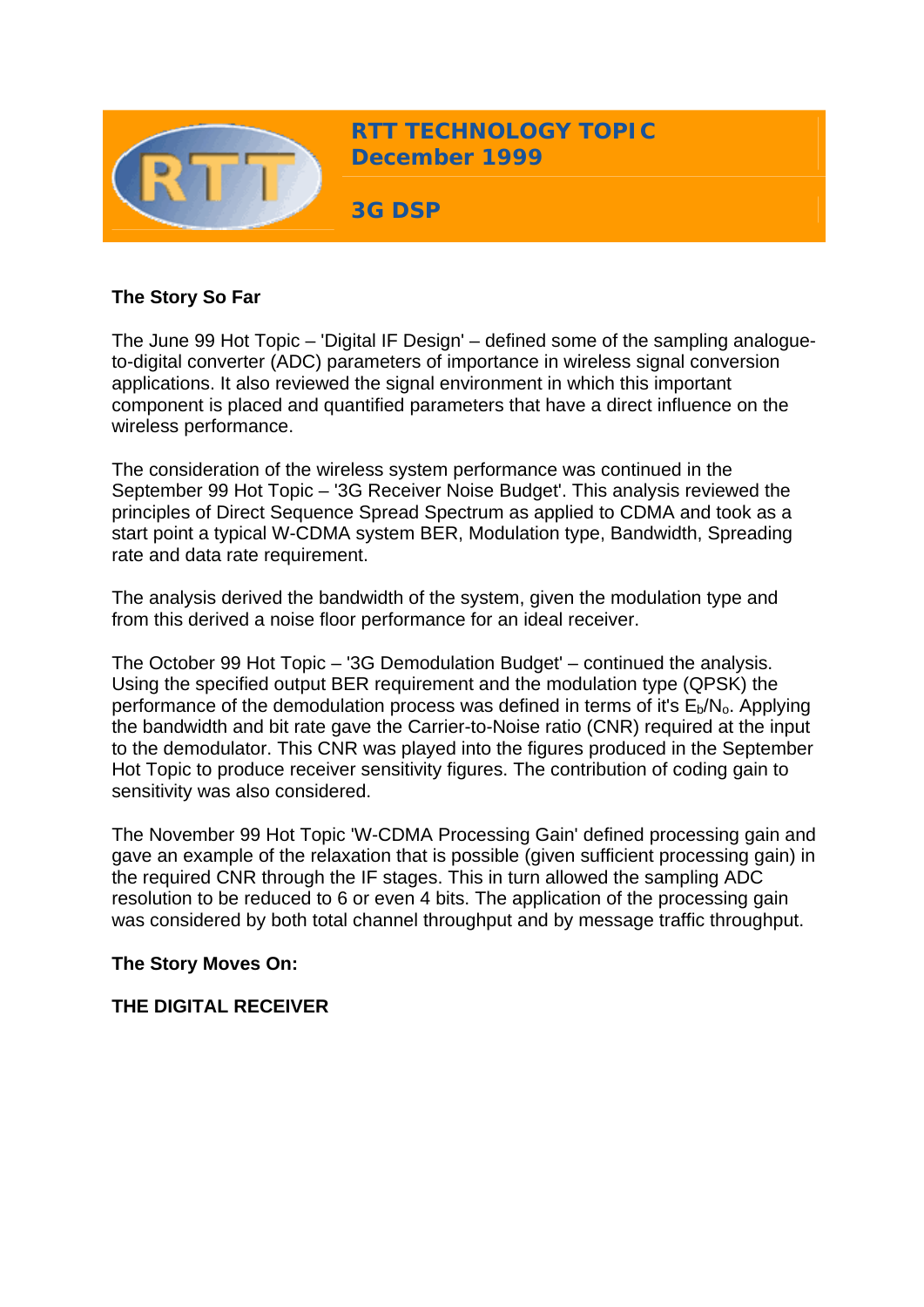# RTT TECHNOLOGY TOPIC
# December 1999

## 3G DSP

**The Story So Far**

The June 99 Hot Topic – 'Digital IF Design' – defined some of the sampling analogue-to-digital converter (ADC) parameters of importance in wireless signal conversion applications. It also reviewed the signal environment in which this important component is placed and quantified parameters that have a direct influence on the wireless performance.

The consideration of the wireless system performance was continued in the September 99 Hot Topic – '3G Receiver Noise Budget'. This analysis reviewed the principles of Direct Sequence Spread Spectrum as applied to CDMA and took as a start point a typical W-CDMA system BER, Modulation type, Bandwidth, Spreading rate and data rate requirement.

The analysis derived the bandwidth of the system, given the modulation type and from this derived a noise floor performance for an ideal receiver.

The October 99 Hot Topic – '3G Demodulation Budget' – continued the analysis. Using the specified output BER requirement and the modulation type (QPSK) the performance of the demodulation process was defined in terms of it's $E_b/N_o$. Applying the bandwidth and bit rate gave the Carrier-to-Noise ratio (CNR) required at the input to the demodulator. This CNR was played into the figures produced in the September Hot Topic to produce receiver sensitivity figures. The contribution of coding gain to sensitivity was also considered.

The November 99 Hot Topic 'W-CDMA Processing Gain' defined processing gain and gave an example of the relaxation that is possible (given sufficient processing gain) in the required CNR through the IF stages. This in turn allowed the sampling ADC resolution to be reduced to 6 or even 4 bits. The application of the processing gain was considered by both total channel throughput and by message traffic throughput.

**The Story Moves On:**

**THE DIGITAL RECEIVER**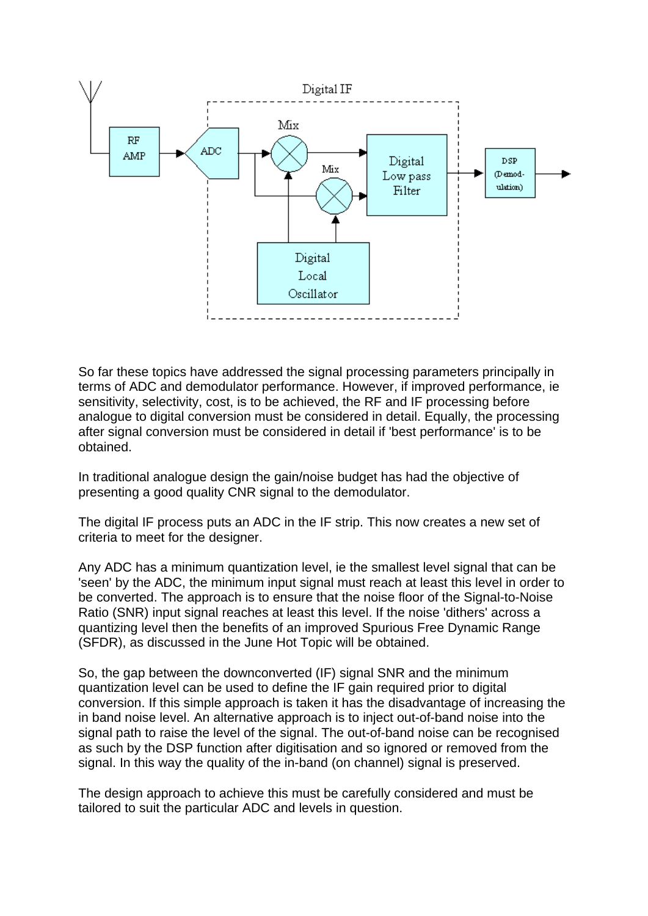So far these topics have addressed the signal processing parameters principally in terms of ADC and demodulator performance. However, if improved performance, ie sensitivity, selectivity, cost, is to be achieved, the RF and IF processing before analogue to digital conversion must be considered in detail. Equally, the processing after signal conversion must be considered in detail if 'best performance' is to be obtained.

In traditional analogue design the gain/noise budget has had the objective of presenting a good quality CNR signal to the demodulator.

The digital IF process puts an ADC in the IF strip. This now creates a new set of criteria to meet for the designer.

Any ADC has a minimum quantization level, ie the smallest level signal that can be 'seen' by the ADC, the minimum input signal must reach at least this level in order to be converted. The approach is to ensure that the noise floor of the Signal-to-Noise Ratio (SNR) input signal reaches at least this level. If the noise 'dithers' across a quantizing level then the benefits of an improved Spurious Free Dynamic Range (SFDR), as discussed in the June Hot Topic will be obtained.

So, the gap between the downconverted (IF) signal SNR and the minimum quantization level can be used to define the IF gain required prior to digital conversion. If this simple approach is taken it has the disadvantage of increasing the in band noise level. An alternative approach is to inject out-of-band noise into the signal path to raise the level of the signal. The out-of-band noise can be recognised as such by the DSP function after digitisation and so ignored or removed from the signal. In this way the quality of the in-band (on channel) signal is preserved.

The design approach to achieve this must be carefully considered and must be tailored to suit the particular ADC and levels in question.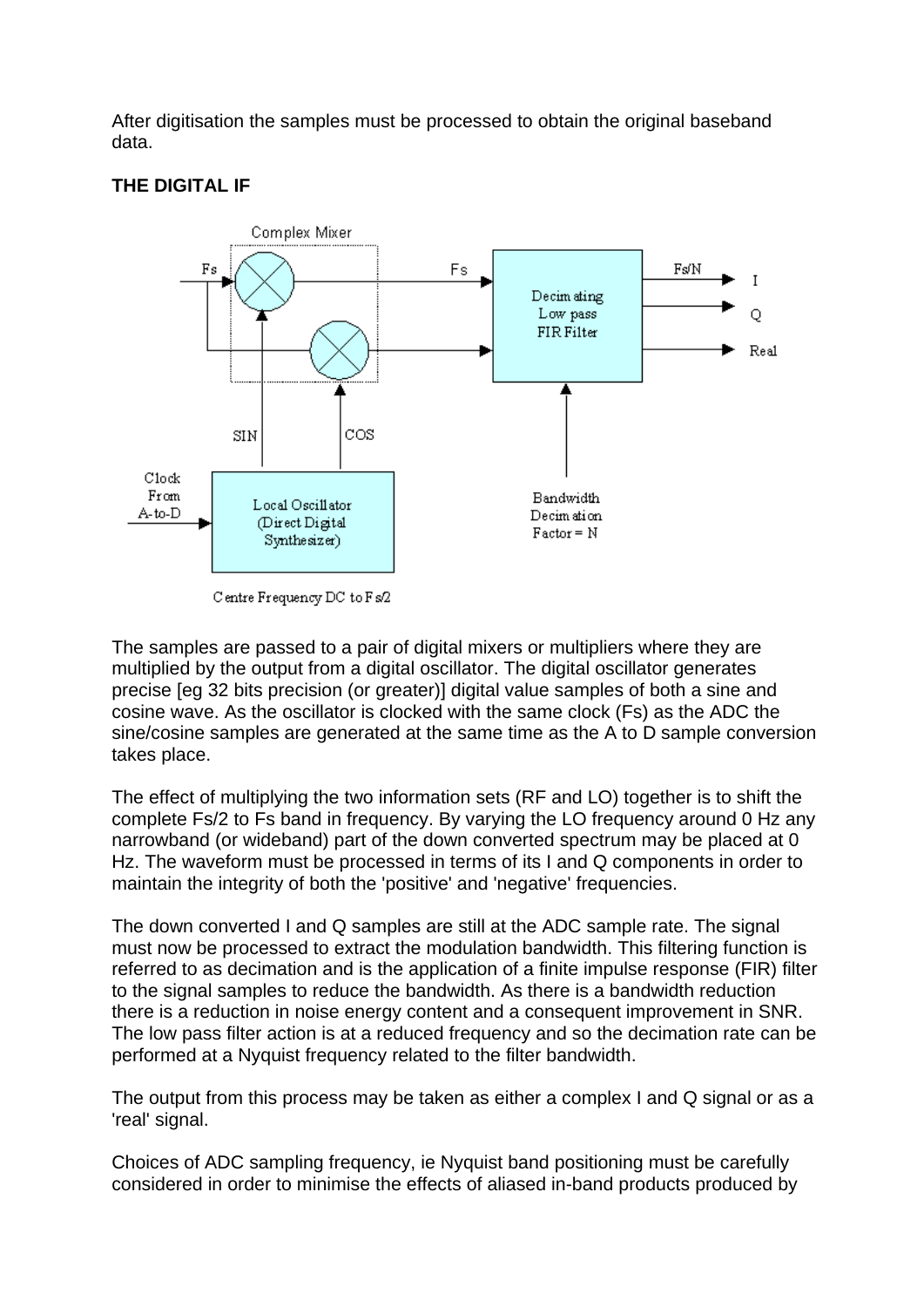After digitisation the samples must be processed to obtain the original baseband data.

**THE DIGITAL IF**

The samples are passed to a pair of digital mixers or multipliers where they are multiplied by the output from a digital oscillator. The digital oscillator generates precise [eg 32 bits precision (or greater)] digital value samples of both a sine and cosine wave. As the oscillator is clocked with the same clock (Fs) as the ADC the sine/cosine samples are generated at the same time as the A to D sample conversion takes place.

The effect of multiplying the two information sets (RF and LO) together is to shift the complete Fs/2 to Fs band in frequency. By varying the LO frequency around 0 Hz any narrowband (or wideband) part of the down converted spectrum may be placed at 0 Hz. The waveform must be processed in terms of its I and Q components in order to maintain the integrity of both the 'positive' and 'negative' frequencies.

The down converted I and Q samples are still at the ADC sample rate. The signal must now be processed to extract the modulation bandwidth. This filtering function is referred to as decimation and is the application of a finite impulse response (FIR) filter to the signal samples to reduce the bandwidth. As there is a bandwidth reduction there is a reduction in noise energy content and a consequent improvement in SNR. The low pass filter action is at a reduced frequency and so the decimation rate can be performed at a Nyquist frequency related to the filter bandwidth.

The output from this process may be taken as either a complex I and Q signal or as a 'real' signal.

Choices of ADC sampling frequency, ie Nyquist band positioning must be carefully considered in order to minimise the effects of aliased in-band products produced by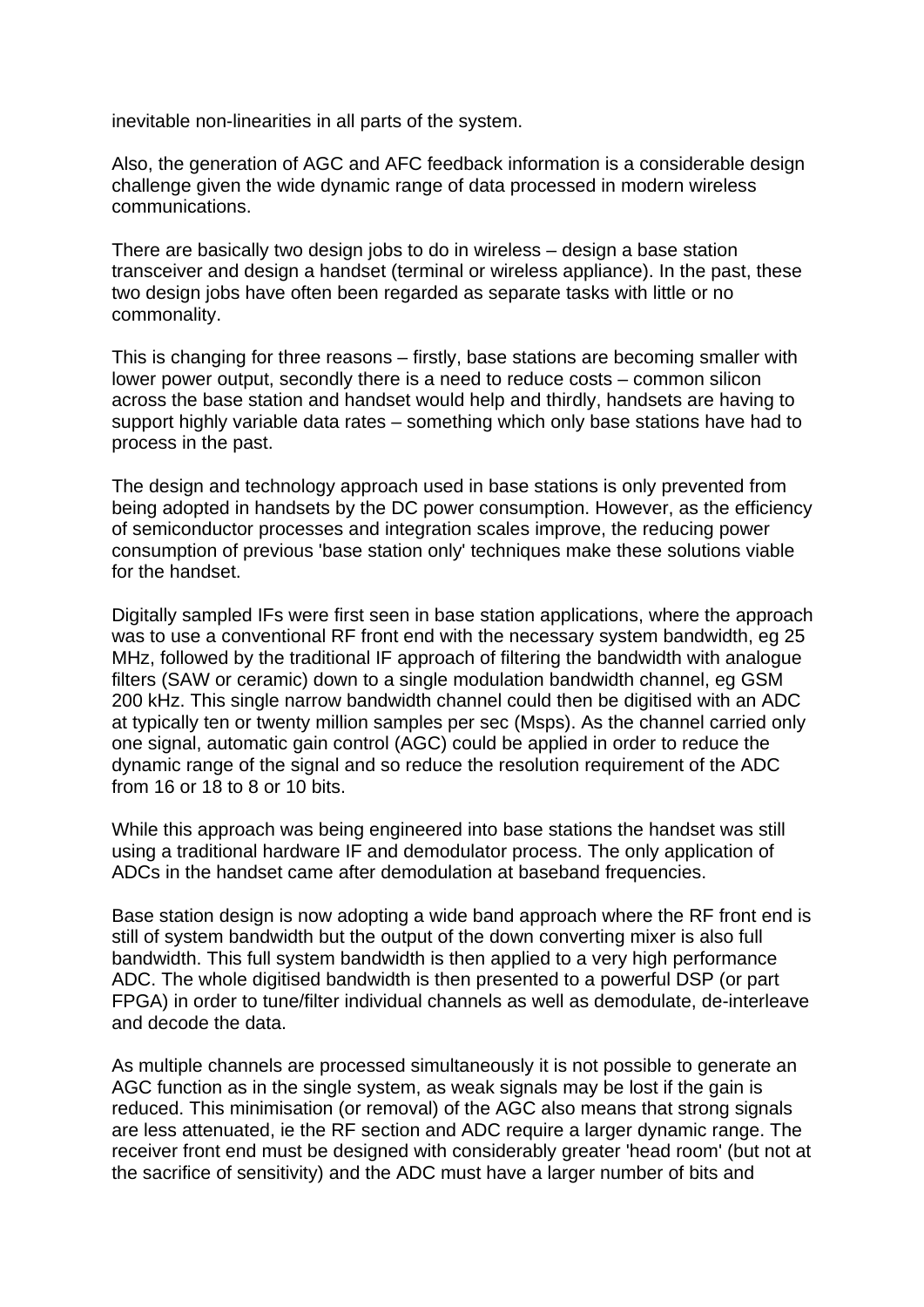inevitable non-linearities in all parts of the system.

Also, the generation of AGC and AFC feedback information is a considerable design challenge given the wide dynamic range of data processed in modern wireless communications.

There are basically two design jobs to do in wireless – design a base station transceiver and design a handset (terminal or wireless appliance). In the past, these two design jobs have often been regarded as separate tasks with little or no commonality.

This is changing for three reasons – firstly, base stations are becoming smaller with lower power output, secondly there is a need to reduce costs – common silicon across the base station and handset would help and thirdly, handsets are having to support highly variable data rates – something which only base stations have had to process in the past.

The design and technology approach used in base stations is only prevented from being adopted in handsets by the DC power consumption. However, as the efficiency of semiconductor processes and integration scales improve, the reducing power consumption of previous 'base station only' techniques make these solutions viable for the handset.

Digitally sampled IFs were first seen in base station applications, where the approach was to use a conventional RF front end with the necessary system bandwidth, eg 25 MHz, followed by the traditional IF approach of filtering the bandwidth with analogue filters (SAW or ceramic) down to a single modulation bandwidth channel, eg GSM 200 kHz. This single narrow bandwidth channel could then be digitised with an ADC at typically ten or twenty million samples per sec (Msps). As the channel carried only one signal, automatic gain control (AGC) could be applied in order to reduce the dynamic range of the signal and so reduce the resolution requirement of the ADC from 16 or 18 to 8 or 10 bits.

While this approach was being engineered into base stations the handset was still using a traditional hardware IF and demodulator process. The only application of ADCs in the handset came after demodulation at baseband frequencies.

Base station design is now adopting a wide band approach where the RF front end is still of system bandwidth but the output of the down converting mixer is also full bandwidth. This full system bandwidth is then applied to a very high performance ADC. The whole digitised bandwidth is then presented to a powerful DSP (or part FPGA) in order to tune/filter individual channels as well as demodulate, de-interleave and decode the data.

As multiple channels are processed simultaneously it is not possible to generate an AGC function as in the single system, as weak signals may be lost if the gain is reduced. This minimisation (or removal) of the AGC also means that strong signals are less attenuated, ie the RF section and ADC require a larger dynamic range. The receiver front end must be designed with considerably greater 'head room' (but not at the sacrifice of sensitivity) and the ADC must have a larger number of bits and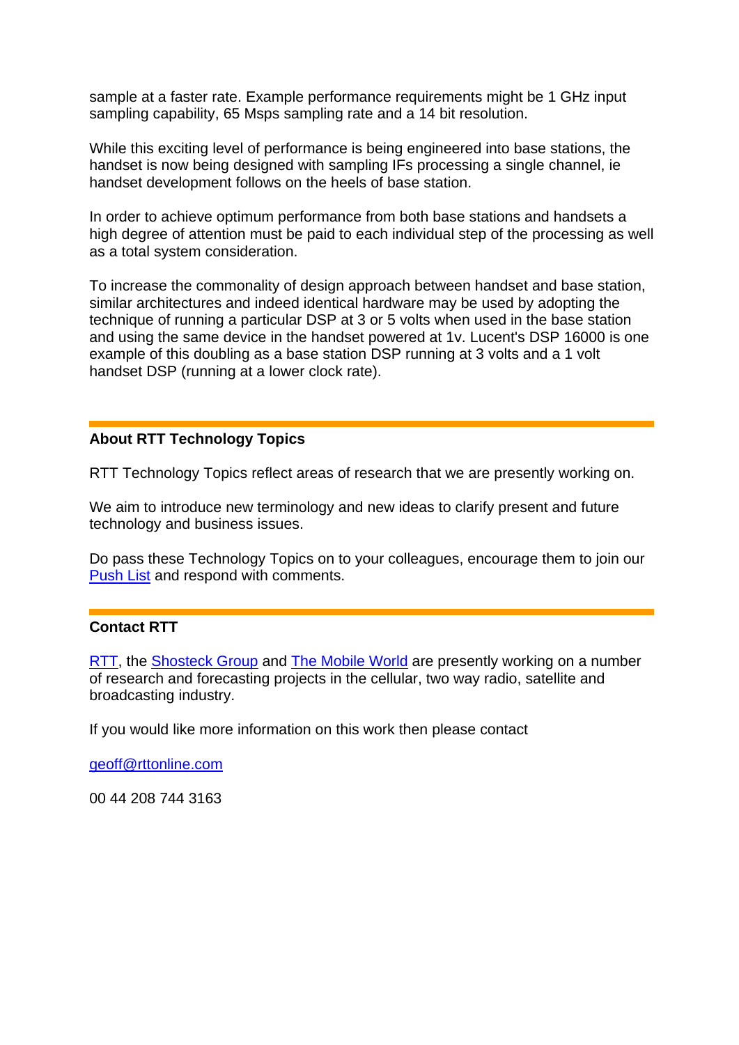sample at a faster rate. Example performance requirements might be 1 GHz input sampling capability, 65 Msps sampling rate and a 14 bit resolution.

While this exciting level of performance is being engineered into base stations, the handset is now being designed with sampling IFs processing a single channel, ie handset development follows on the heels of base station.

In order to achieve optimum performance from both base stations and handsets a high degree of attention must be paid to each individual step of the processing as well as a total system consideration.

To increase the commonality of design approach between handset and base station, similar architectures and indeed identical hardware may be used by adopting the technique of running a particular DSP at 3 or 5 volts when used in the base station and using the same device in the handset powered at 1v. Lucent's DSP 16000 is one example of this doubling as a base station DSP running at 3 volts and a 1 volt handset DSP (running at a lower clock rate).

---

**About RTT Technology Topics**

RTT Technology Topics reflect areas of research that we are presently working on.

We aim to introduce new terminology and new ideas to clarify present and future technology and business issues.

Do pass these Technology Topics on to your colleagues, encourage them to join our Push List and respond with comments.

---

**Contact RTT**

RTT, the Shosteck Group and The Mobile World are presently working on a number of research and forecasting projects in the cellular, two way radio, satellite and broadcasting industry.

If you would like more information on this work then please contact

geoff@rttonline.com

00 44 208 744 3163